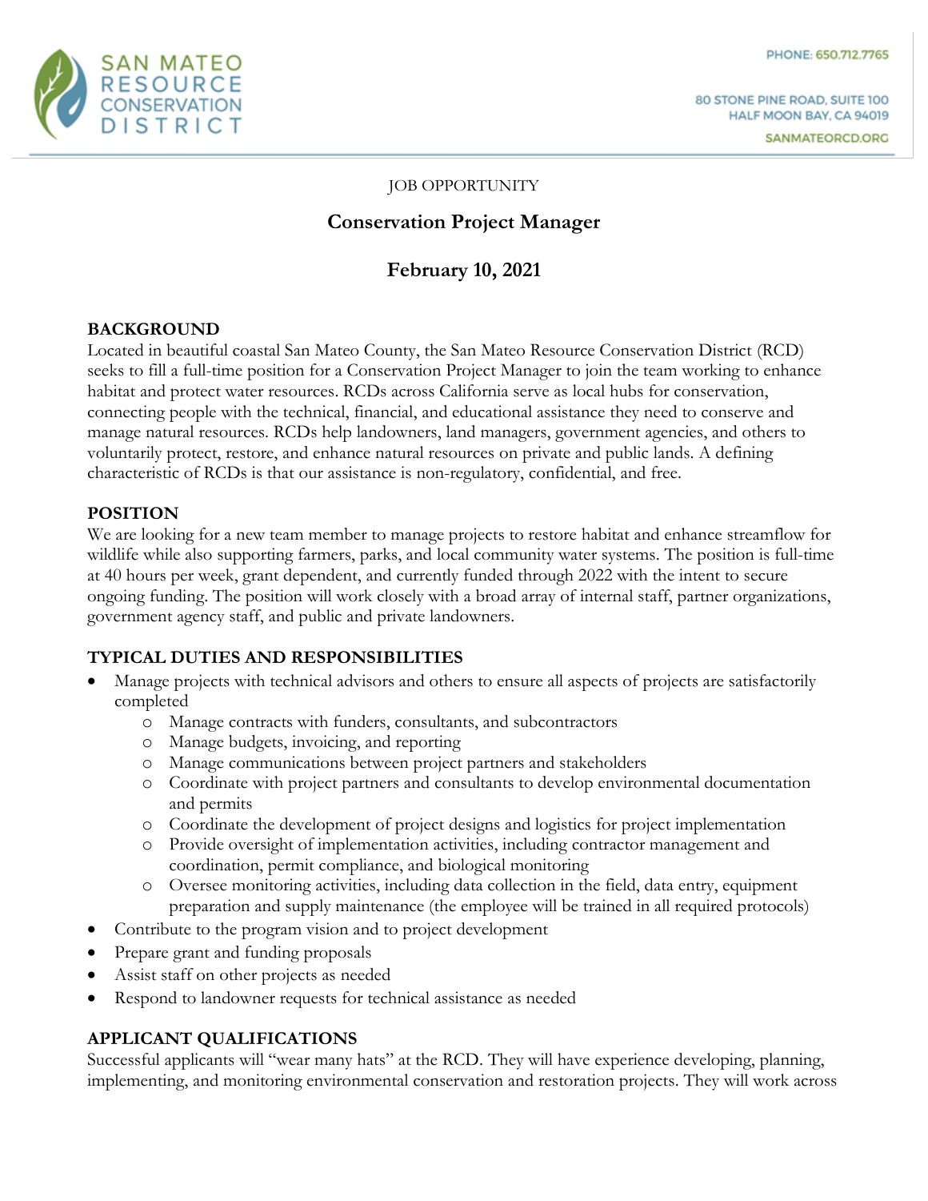SAN MATEO RESOURCE CONSERVATION DISTRICT

PHONE: 650.712.7765

80 STONE PINE ROAD, SUITE 100
HALF MOON BAY, CA 94019

SANMATEORCD.ORG

JOB OPPORTUNITY

# Conservation Project Manager

## February 10, 2021

### BACKGROUND

Located in beautiful coastal San Mateo County, the San Mateo Resource Conservation District (RCD) seeks to fill a full-time position for a Conservation Project Manager to join the team working to enhance habitat and protect water resources. RCDs across California serve as local hubs for conservation, connecting people with the technical, financial, and educational assistance they need to conserve and manage natural resources. RCDs help landowners, land managers, government agencies, and others to voluntarily protect, restore, and enhance natural resources on private and public lands. A defining characteristic of RCDs is that our assistance is non-regulatory, confidential, and free.

### POSITION

We are looking for a new team member to manage projects to restore habitat and enhance streamflow for wildlife while also supporting farmers, parks, and local community water systems. The position is full-time at 40 hours per week, grant dependent, and currently funded through 2022 with the intent to secure ongoing funding. The position will work closely with a broad array of internal staff, partner organizations, government agency staff, and public and private landowners.

### TYPICAL DUTIES AND RESPONSIBILITIES

- Manage projects with technical advisors and others to ensure all aspects of projects are satisfactorily completed
  - Manage contracts with funders, consultants, and subcontractors
  - Manage budgets, invoicing, and reporting
  - Manage communications between project partners and stakeholders
  - Coordinate with project partners and consultants to develop environmental documentation and permits
  - Coordinate the development of project designs and logistics for project implementation
  - Provide oversight of implementation activities, including contractor management and coordination, permit compliance, and biological monitoring
  - Oversee monitoring activities, including data collection in the field, data entry, equipment preparation and supply maintenance (the employee will be trained in all required protocols)
- Contribute to the program vision and to project development
- Prepare grant and funding proposals
- Assist staff on other projects as needed
- Respond to landowner requests for technical assistance as needed

### APPLICANT QUALIFICATIONS

Successful applicants will "wear many hats" at the RCD. They will have experience developing, planning, implementing, and monitoring environmental conservation and restoration projects. They will work across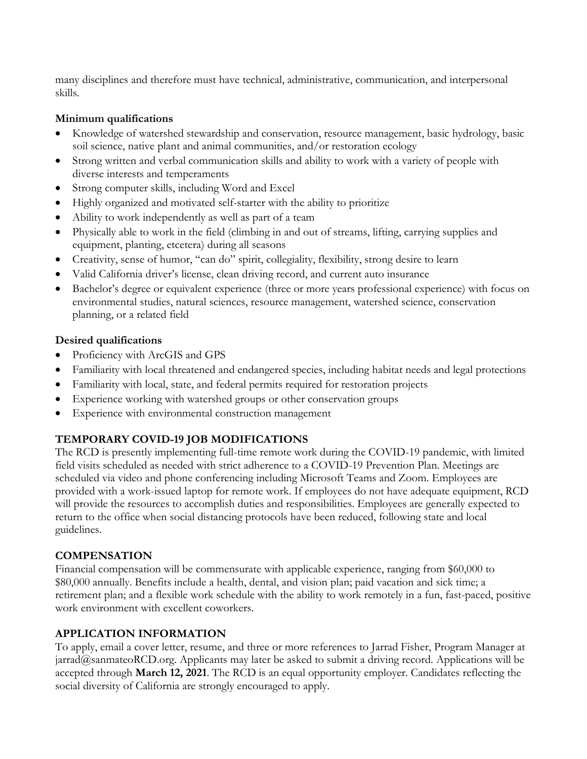many disciplines and therefore must have technical, administrative, communication, and interpersonal skills.

**Minimum qualifications**

- Knowledge of watershed stewardship and conservation, resource management, basic hydrology, basic soil science, native plant and animal communities, and/or restoration ecology
- Strong written and verbal communication skills and ability to work with a variety of people with diverse interests and temperaments
- Strong computer skills, including Word and Excel
- Highly organized and motivated self-starter with the ability to prioritize
- Ability to work independently as well as part of a team
- Physically able to work in the field (climbing in and out of streams, lifting, carrying supplies and equipment, planting, etcetera) during all seasons
- Creativity, sense of humor, "can do" spirit, collegiality, flexibility, strong desire to learn
- Valid California driver's license, clean driving record, and current auto insurance
- Bachelor's degree or equivalent experience (three or more years professional experience) with focus on environmental studies, natural sciences, resource management, watershed science, conservation planning, or a related field

**Desired qualifications**

- Proficiency with ArcGIS and GPS
- Familiarity with local threatened and endangered species, including habitat needs and legal protections
- Familiarity with local, state, and federal permits required for restoration projects
- Experience working with watershed groups or other conservation groups
- Experience with environmental construction management

## TEMPORARY COVID-19 JOB MODIFICATIONS

The RCD is presently implementing full-time remote work during the COVID-19 pandemic, with limited field visits scheduled as needed with strict adherence to a COVID-19 Prevention Plan. Meetings are scheduled via video and phone conferencing including Microsoft Teams and Zoom. Employees are provided with a work-issued laptop for remote work. If employees do not have adequate equipment, RCD will provide the resources to accomplish duties and responsibilities. Employees are generally expected to return to the office when social distancing protocols have been reduced, following state and local guidelines.

## COMPENSATION

Financial compensation will be commensurate with applicable experience, ranging from $60,000 to $80,000 annually. Benefits include a health, dental, and vision plan; paid vacation and sick time; a retirement plan; and a flexible work schedule with the ability to work remotely in a fun, fast-paced, positive work environment with excellent coworkers.

## APPLICATION INFORMATION

To apply, email a cover letter, resume, and three or more references to Jarrad Fisher, Program Manager at jarrad@sanmateoRCD.org. Applicants may later be asked to submit a driving record. Applications will be accepted through **March 12, 2021**. The RCD is an equal opportunity employer. Candidates reflecting the social diversity of California are strongly encouraged to apply.